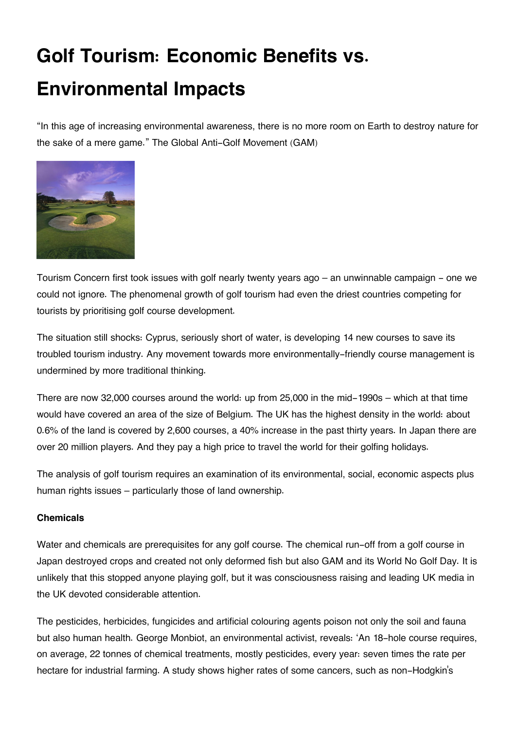# Golf Tourism: Economic Benefits vs. Environmental Impacts

"In this age of increasing environmental awareness, there is no more room on Earth to destroy nature for the sake of a mere game." The Global Anti-Golf Movement (GAM)

Tourism Concern first took issues with golf nearly twenty years ago – an unwinnable campaign - one we could not ignore. The phenomenal growth of golf tourism had even the driest countries competing for tourists by prioritising golf course development.

The situation still shocks: Cyprus, seriously short of water, is developing 14 new courses to save its troubled tourism industry. Any movement towards more environmentally-friendly course management is undermined by more traditional thinking.

There are now 32,000 courses around the world: up from 25,000 in the mid-1990s – which at that time would have covered an area of the size of Belgium. The UK has the highest density in the world: about 0.6% of the land is covered by 2,600 courses, a 40% increase in the past thirty years. In Japan there are over 20 million players. And they pay a high price to travel the world for their golfing holidays.

The analysis of golf tourism requires an examination of its environmental, social, economic aspects plus human rights issues – particularly those of land ownership.

**Chemicals**

Water and chemicals are prerequisites for any golf course. The chemical run-off from a golf course in Japan destroyed crops and created not only deformed fish but also GAM and its World No Golf Day. It is unlikely that this stopped anyone playing golf, but it was consciousness raising and leading UK media in the UK devoted considerable attention.

The pesticides, herbicides, fungicides and artificial colouring agents poison not only the soil and fauna but also human health. George Monbiot, an environmental activist, reveals: 'An 18-hole course requires, on average, 22 tonnes of chemical treatments, mostly pesticides, every year: seven times the rate per hectare for industrial farming. A study shows higher rates of some cancers, such as non-Hodgkin's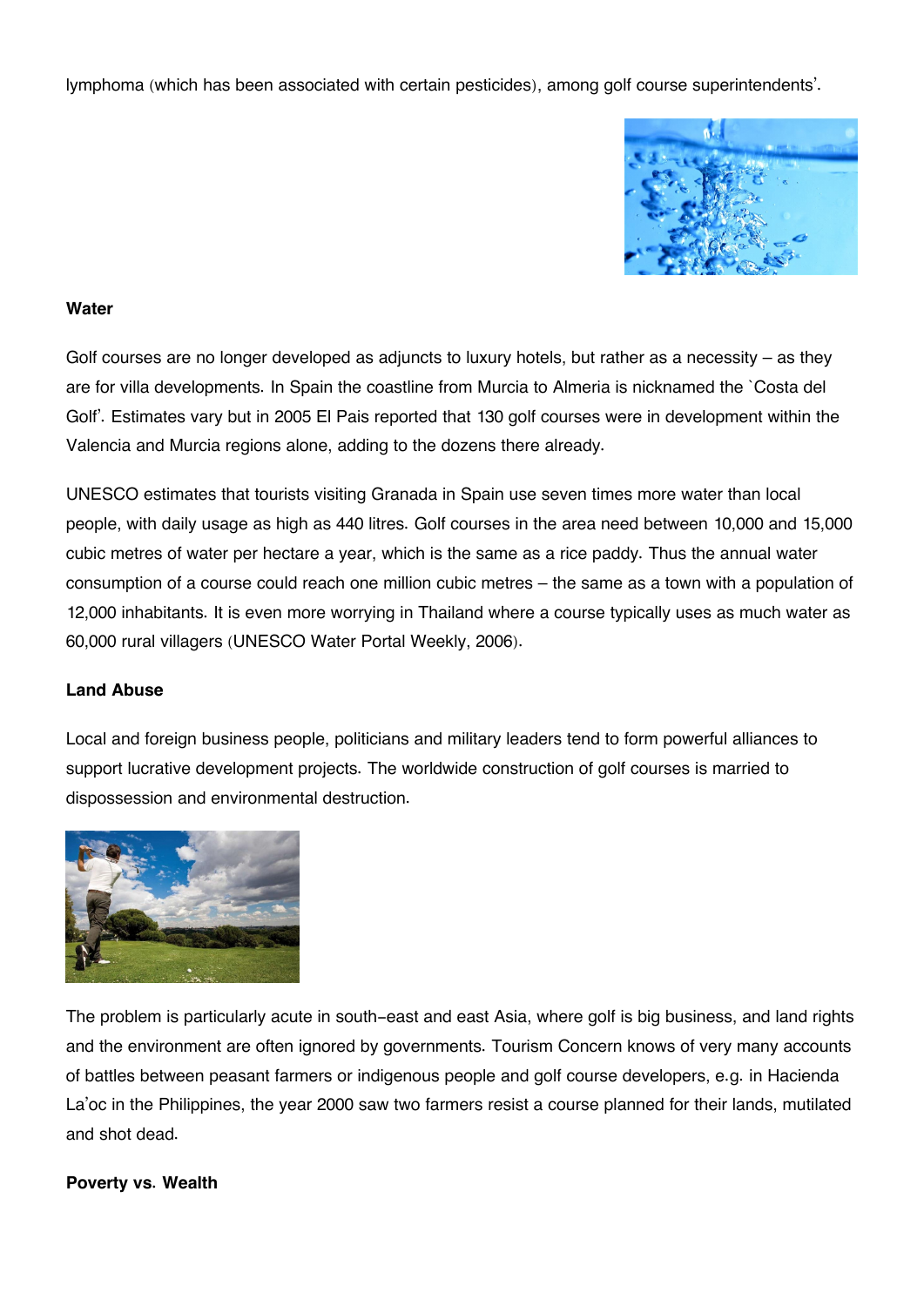lymphoma (which has been associated with certain pesticides), among golf course superintendents'.

**Water**

Golf courses are no longer developed as adjuncts to luxury hotels, but rather as a necessity – as they are for villa developments. In Spain the coastline from Murcia to Almeria is nicknamed the `Costa del Golf'. Estimates vary but in 2005 El Pais reported that 130 golf courses were in development within the Valencia and Murcia regions alone, adding to the dozens there already.

UNESCO estimates that tourists visiting Granada in Spain use seven times more water than local people, with daily usage as high as 440 litres. Golf courses in the area need between 10,000 and 15,000 cubic metres of water per hectare a year, which is the same as a rice paddy. Thus the annual water consumption of a course could reach one million cubic metres – the same as a town with a population of 12,000 inhabitants. It is even more worrying in Thailand where a course typically uses as much water as 60,000 rural villagers (UNESCO Water Portal Weekly, 2006).

**Land Abuse**

Local and foreign business people, politicians and military leaders tend to form powerful alliances to support lucrative development projects. The worldwide construction of golf courses is married to dispossession and environmental destruction.

The problem is particularly acute in south-east and east Asia, where golf is big business, and land rights and the environment are often ignored by governments. Tourism Concern knows of very many accounts of battles between peasant farmers or indigenous people and golf course developers, e.g. in Hacienda La'oc in the Philippines, the year 2000 saw two farmers resist a course planned for their lands, mutilated and shot dead.

**Poverty vs. Wealth**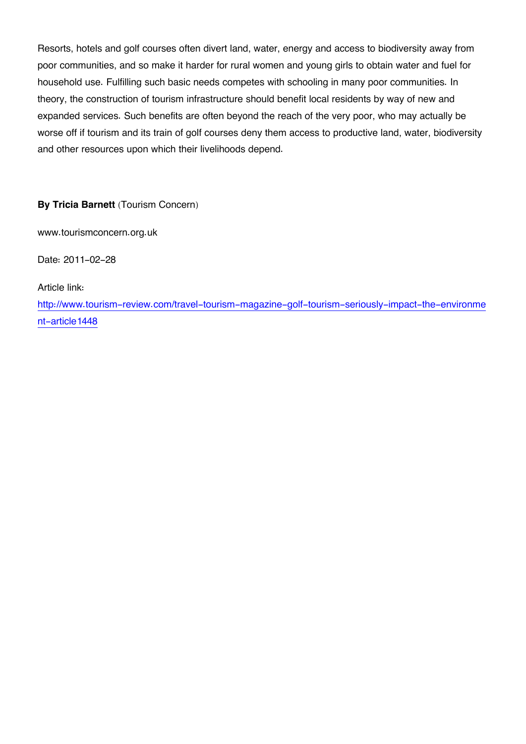Resorts, hotels and golf courses often divert land, water, energy and access to biodiversity away from poor communities, and so make it harder for rural women and young girls to obtain water and fuel for household use. Fulfilling such basic needs competes with schooling in many poor communities. In theory, the construction of tourism infrastructure should benefit local residents by way of new and expanded services. Such benefits are often beyond the reach of the very poor, who may actually be worse off if tourism and its train of golf courses deny them access to productive land, water, biodiversity and other resources upon which their livelihoods depend.

**By Tricia Barnett** (Tourism Concern)

www.tourismconcern.org.uk

Date: 2011-02-28

Article link:
[http://www.tourism-review.com/travel-tourism-magazine-golf-tourism-seriously-impact-the-environment-article1448](http://www.tourism-review.com/travel-tourism-magazine-golf-tourism-seriously-impact-the-environment-article1448)